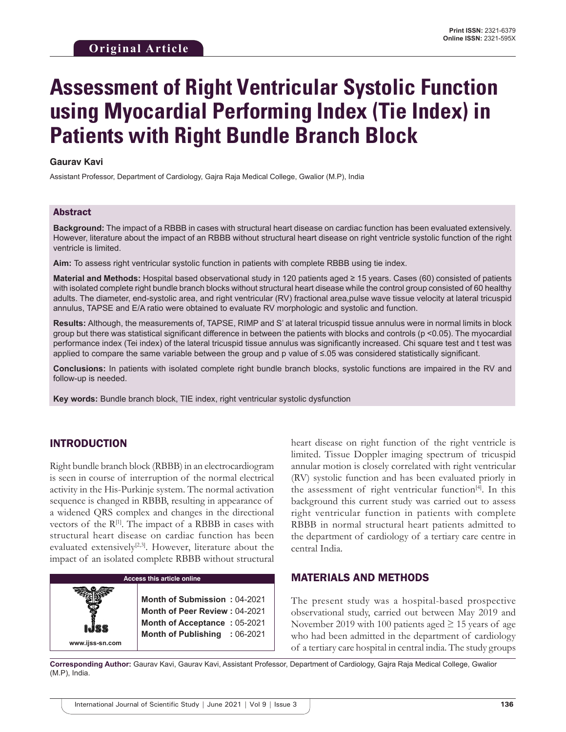Original Article

# Assessment of Right Ventricular Systolic Function using Myocardial Performing Index (Tie Index) in Patients with Right Bundle Branch Block

**Gaurav Kavi**

Assistant Professor, Department of Cardiology, Gajra Raja Medical College, Gwalior (M.P), India

## Abstract

**Background:** The impact of a RBBB in cases with structural heart disease on cardiac function has been evaluated extensively. However, literature about the impact of an RBBB without structural heart disease on right ventricle systolic function of the right ventricle is limited.

**Aim:** To assess right ventricular systolic function in patients with complete RBBB using tie index.

**Material and Methods:** Hospital based observational study in 120 patients aged ≥ 15 years. Cases (60) consisted of patients with isolated complete right bundle branch blocks without structural heart disease while the control group consisted of 60 healthy adults. The diameter, end-systolic area, and right ventricular (RV) fractional area,pulse wave tissue velocity at lateral tricuspid annulus, TAPSE and E/A ratio were obtained to evaluate RV morphologic and systolic and function.

**Results:** Although, the measurements of, TAPSE, RIMP and S' at lateral tricuspid tissue annulus were in normal limits in block group but there was statistical significant difference in between the patients with blocks and controls ($p < 0.05$). The myocardial performance index (Tei index) of the lateral tricuspid tissue annulus was significantly increased. Chi square test and t test was applied to compare the same variable between the group and p value of ≤.05 was considered statistically significant.

**Conclusions:** In patients with isolated complete right bundle branch blocks, systolic functions are impaired in the RV and follow-up is needed.

**Key words:** Bundle branch block, TIE index, right ventricular systolic dysfunction

## INTRODUCTION

Right bundle branch block (RBBB) in an electrocardiogram is seen in course of interruption of the normal electrical activity in the His-Purkinje system. The normal activation sequence is changed in RBBB, resulting in appearance of a widened QRS complex and changes in the directional vectors of the R[1]. The impact of a RBBB in cases with structural heart disease on cardiac function has been evaluated extensively[2,3]. However, literature about the impact of an isolated complete RBBB without structural heart disease on right function of the right ventricle is limited. Tissue Doppler imaging spectrum of tricuspid annular motion is closely correlated with right ventricular (RV) systolic function and has been evaluated priorly in the assessment of right ventricular function[4]. In this background this current study was carried out to assess right ventricular function in patients with complete RBBB in normal structural heart patients admitted to the department of cardiology of a tertiary care centre in central India.

| Access this article online | |
|---|---|
| www.ijss-sn.com | **Month of Submission :** 04-2021<br>**Month of Peer Review :** 04-2021<br>**Month of Acceptance :** 05-2021<br>**Month of Publishing :** 06-2021 |

## MATERIALS AND METHODS

The present study was a hospital-based prospective observational study, carried out between May 2019 and November 2019 with 100 patients aged ≥ 15 years of age who had been admitted in the department of cardiology of a tertiary care hospital in central india. The study groups

**Corresponding Author:** Gaurav Kavi, Gaurav Kavi, Assistant Professor, Department of Cardiology, Gajra Raja Medical College, Gwalior (M.P), India.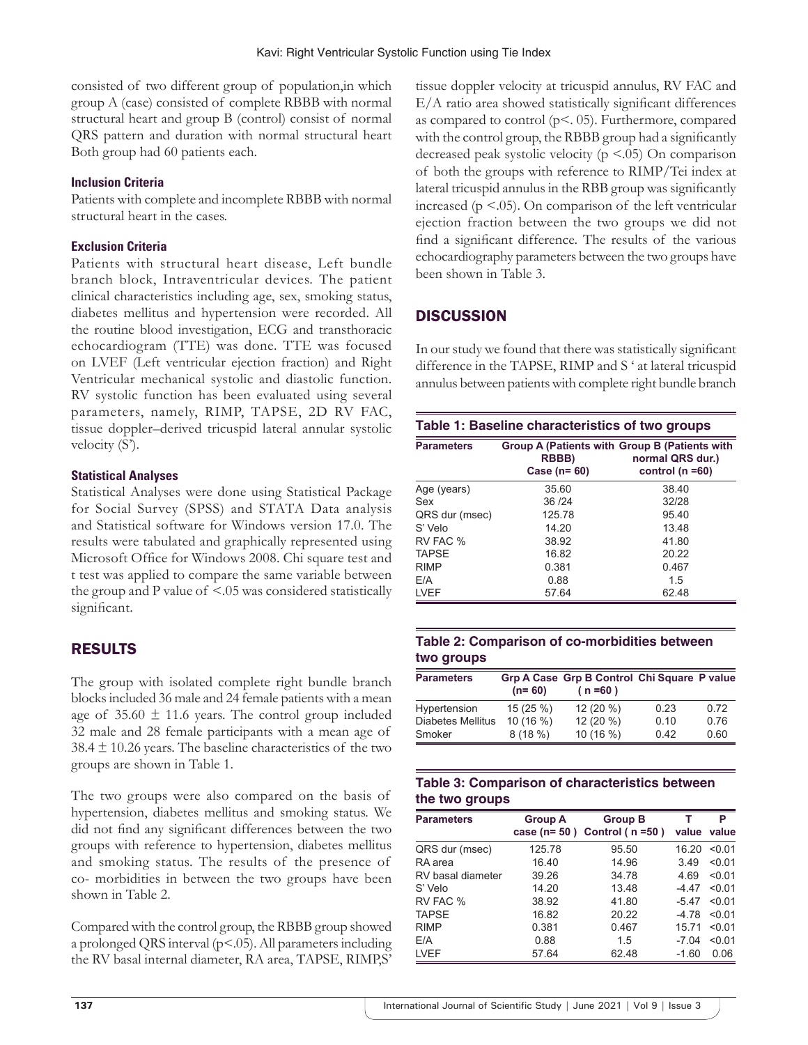consisted of two different group of population,in which group A (case) consisted of complete RBBB with normal structural heart and group B (control) consist of normal QRS pattern and duration with normal structural heart Both group had 60 patients each.

### Inclusion Criteria

Patients with complete and incomplete RBBB with normal structural heart in the cases.

### Exclusion Criteria

Patients with structural heart disease, Left bundle branch block, Intraventricular devices. The patient clinical characteristics including age, sex, smoking status, diabetes mellitus and hypertension were recorded. All the routine blood investigation, ECG and transthoracic echocardiogram (TTE) was done. TTE was focused on LVEF (Left ventricular ejection fraction) and Right Ventricular mechanical systolic and diastolic function. RV systolic function has been evaluated using several parameters, namely, RIMP, TAPSE, 2D RV FAC, tissue doppler–derived tricuspid lateral annular systolic velocity (S').

### Statistical Analyses

Statistical Analyses were done using Statistical Package for Social Survey (SPSS) and STATA Data analysis and Statistical software for Windows version 17.0. The results were tabulated and graphically represented using Microsoft Office for Windows 2008. Chi square test and t test was applied to compare the same variable between the group and P value of <.05 was considered statistically significant.

## RESULTS

The group with isolated complete right bundle branch blocks included 36 male and 24 female patients with a mean age of 35.60 ± 11.6 years. The control group included 32 male and 28 female participants with a mean age of 38.4 ± 10.26 years. The baseline characteristics of the two groups are shown in Table 1.

The two groups were also compared on the basis of hypertension, diabetes mellitus and smoking status. We did not find any significant differences between the two groups with reference to hypertension, diabetes mellitus and smoking status. The results of the presence of co- morbidities in between the two groups have been shown in Table 2.

Compared with the control group, the RBBB group showed a prolonged QRS interval (p<.05). All parameters including the RV basal internal diameter, RA area, TAPSE, RIMP,S' tissue doppler velocity at tricuspid annulus, RV FAC and E/A ratio area showed statistically significant differences as compared to control (p<. 05). Furthermore, compared with the control group, the RBBB group had a significantly decreased peak systolic velocity (p <.05) On comparison of both the groups with reference to RIMP/Tei index at lateral tricuspid annulus in the RBB group was significantly increased (p <.05). On comparison of the left ventricular ejection fraction between the two groups we did not find a significant difference. The results of the various echocardiography parameters between the two groups have been shown in Table 3.

## DISCUSSION

In our study we found that there was statistically significant difference in the TAPSE, RIMP and S ' at lateral tricuspid annulus between patients with complete right bundle branch

**Table 1: Baseline characteristics of two groups**

| Parameters | Group A (Patients with RBBB) Case (n= 60) | Group B (Patients with normal QRS dur.) control (n =60) |
|---|---|---|
| Age (years) | 35.60 | 38.40 |
| Sex | 36 /24 | 32/28 |
| QRS dur (msec) | 125.78 | 95.40 |
| S' Velo | 14.20 | 13.48 |
| RV FAC % | 38.92 | 41.80 |
| TAPSE | 16.82 | 20.22 |
| RIMP | 0.381 | 0.467 |
| E/A | 0.88 | 1.5 |
| LVEF | 57.64 | 62.48 |

**Table 2: Comparison of co-morbidities between two groups**

| Parameters | Grp A Case (n= 60) | Grp B Control ( n =60 ) | Chi Square | P value |
|---|---|---|---|---|
| Hypertension | 15 (25 %) | 12 (20 %) | 0.23 | 0.72 |
| Diabetes Mellitus | 10 (16 %) | 12 (20 %) | 0.10 | 0.76 |
| Smoker | 8 (18 %) | 10 (16 %) | 0.42 | 0.60 |

**Table 3: Comparison of characteristics between the two groups**

| Parameters | Group A case (n= 50 ) | Group B Control ( n =50 ) | T value | P value |
|---|---|---|---|---|
| QRS dur (msec) | 125.78 | 95.50 | 16.20 | <0.01 |
| RA area | 16.40 | 14.96 | 3.49 | <0.01 |
| RV basal diameter | 39.26 | 34.78 | 4.69 | <0.01 |
| S' Velo | 14.20 | 13.48 | -4.47 | <0.01 |
| RV FAC % | 38.92 | 41.80 | -5.47 | <0.01 |
| TAPSE | 16.82 | 20.22 | -4.78 | <0.01 |
| RIMP | 0.381 | 0.467 | 15.71 | <0.01 |
| E/A | 0.88 | 1.5 | -7.04 | <0.01 |
| LVEF | 57.64 | 62.48 | -1.60 | 0.06 |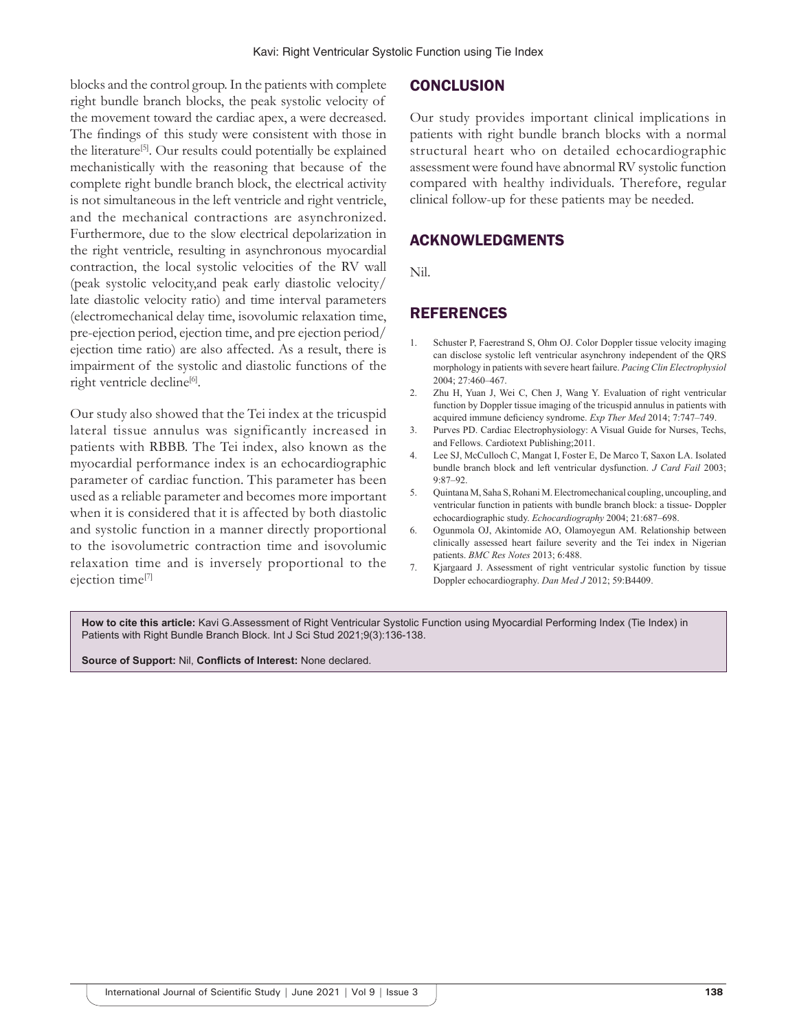blocks and the control group. In the patients with complete right bundle branch blocks, the peak systolic velocity of the movement toward the cardiac apex, a were decreased. The findings of this study were consistent with those in the literature[5]. Our results could potentially be explained mechanistically with the reasoning that because of the complete right bundle branch block, the electrical activity is not simultaneous in the left ventricle and right ventricle, and the mechanical contractions are asynchronized. Furthermore, due to the slow electrical depolarization in the right ventricle, resulting in asynchronous myocardial contraction, the local systolic velocities of the RV wall (peak systolic velocity,and peak early diastolic velocity/ late diastolic velocity ratio) and time interval parameters (electromechanical delay time, isovolumic relaxation time, pre-ejection period, ejection time, and pre ejection period/ ejection time ratio) are also affected. As a result, there is impairment of the systolic and diastolic functions of the right ventricle decline[6].

Our study also showed that the Tei index at the tricuspid lateral tissue annulus was significantly increased in patients with RBBB. The Tei index, also known as the myocardial performance index is an echocardiographic parameter of cardiac function. This parameter has been used as a reliable parameter and becomes more important when it is considered that it is affected by both diastolic and systolic function in a manner directly proportional to the isovolumetric contraction time and isovolumic relaxation time and is inversely proportional to the ejection time[7]

## CONCLUSION

Our study provides important clinical implications in patients with right bundle branch blocks with a normal structural heart who on detailed echocardiographic assessment were found have abnormal RV systolic function compared with healthy individuals. Therefore, regular clinical follow-up for these patients may be needed.

## ACKNOWLEDGMENTS

Nil.

## REFERENCES

1. Schuster P, Faerestrand S, Ohm OJ. Color Doppler tissue velocity imaging can disclose systolic left ventricular asynchrony independent of the QRS morphology in patients with severe heart failure. *Pacing Clin Electrophysiol* 2004; 27:460–467.
2. Zhu H, Yuan J, Wei C, Chen J, Wang Y. Evaluation of right ventricular function by Doppler tissue imaging of the tricuspid annulus in patients with acquired immune deficiency syndrome. *Exp Ther Med* 2014; 7:747–749.
3. Purves PD. Cardiac Electrophysiology: A Visual Guide for Nurses, Techs, and Fellows. Cardiotext Publishing;2011.
4. Lee SJ, McCulloch C, Mangat I, Foster E, De Marco T, Saxon LA. Isolated bundle branch block and left ventricular dysfunction. *J Card Fail* 2003; 9:87–92.
5. Quintana M, Saha S, Rohani M. Electromechanical coupling, uncoupling, and ventricular function in patients with bundle branch block: a tissue- Doppler echocardiographic study. *Echocardiography* 2004; 21:687–698.
6. Ogunmola OJ, Akintomide AO, Olamoyegun AM. Relationship between clinically assessed heart failure severity and the Tei index in Nigerian patients. *BMC Res Notes* 2013; 6:488.
7. Kjargaard J. Assessment of right ventricular systolic function by tissue Doppler echocardiography. *Dan Med J* 2012; 59:B4409.

**How to cite this article:** Kavi G.Assessment of Right Ventricular Systolic Function using Myocardial Performing Index (Tie Index) in Patients with Right Bundle Branch Block. Int J Sci Stud 2021;9(3):136-138.

**Source of Support:** Nil, **Conflicts of Interest:** None declared.